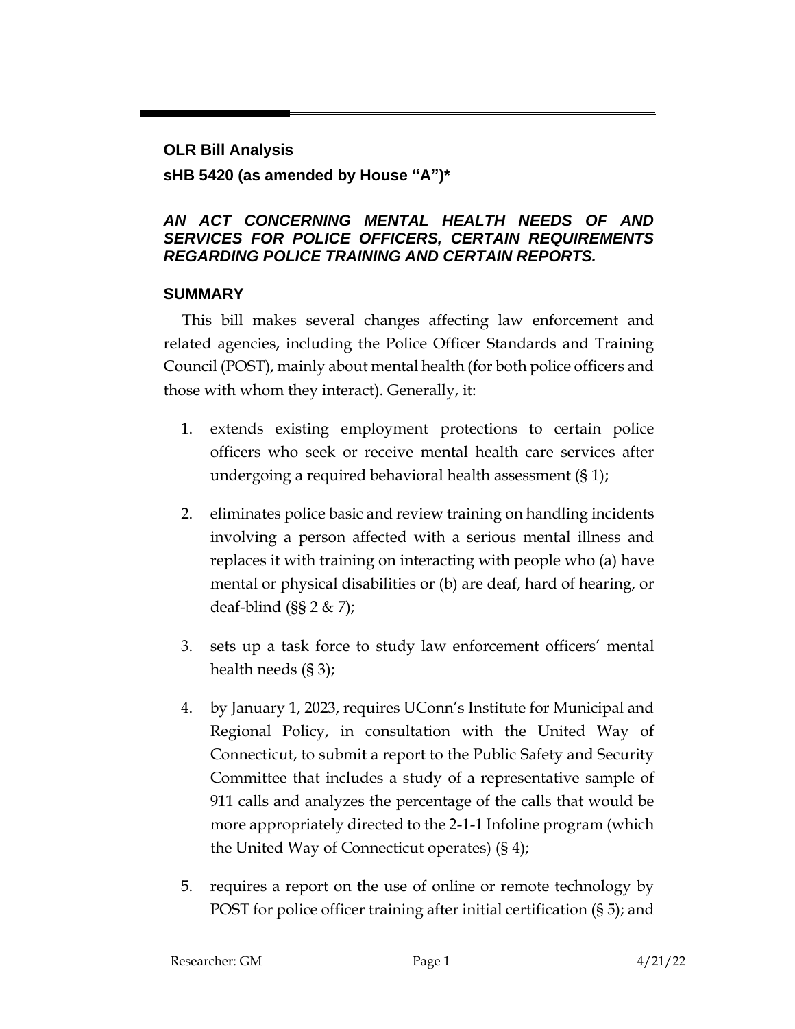**OLR Bill Analysis**

**sHB 5420 (as amended by House "A")***

***AN ACT CONCERNING MENTAL HEALTH NEEDS OF AND SERVICES FOR POLICE OFFICERS, CERTAIN REQUIREMENTS REGARDING POLICE TRAINING AND CERTAIN REPORTS.***

## SUMMARY

This bill makes several changes affecting law enforcement and related agencies, including the Police Officer Standards and Training Council (POST), mainly about mental health (for both police officers and those with whom they interact). Generally, it:

1. extends existing employment protections to certain police officers who seek or receive mental health care services after undergoing a required behavioral health assessment (§ 1);

2. eliminates police basic and review training on handling incidents involving a person affected with a serious mental illness and replaces it with training on interacting with people who (a) have mental or physical disabilities or (b) are deaf, hard of hearing, or deaf-blind (§§ 2 & 7);

3. sets up a task force to study law enforcement officers' mental health needs (§ 3);

4. by January 1, 2023, requires UConn's Institute for Municipal and Regional Policy, in consultation with the United Way of Connecticut, to submit a report to the Public Safety and Security Committee that includes a study of a representative sample of 911 calls and analyzes the percentage of the calls that would be more appropriately directed to the 2-1-1 Infoline program (which the United Way of Connecticut operates) (§ 4);

5. requires a report on the use of online or remote technology by POST for police officer training after initial certification (§ 5); and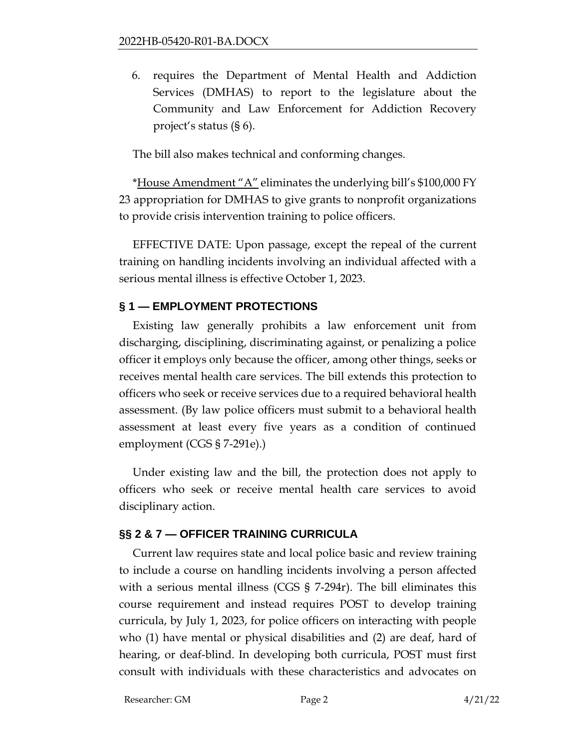6. requires the Department of Mental Health and Addiction Services (DMHAS) to report to the legislature about the Community and Law Enforcement for Addiction Recovery project's status (§ 6).

The bill also makes technical and conforming changes.

*House Amendment "A" eliminates the underlying bill's $100,000 FY 23 appropriation for DMHAS to give grants to nonprofit organizations to provide crisis intervention training to police officers.

EFFECTIVE DATE: Upon passage, except the repeal of the current training on handling incidents involving an individual affected with a serious mental illness is effective October 1, 2023.

## § 1 — EMPLOYMENT PROTECTIONS

Existing law generally prohibits a law enforcement unit from discharging, disciplining, discriminating against, or penalizing a police officer it employs only because the officer, among other things, seeks or receives mental health care services. The bill extends this protection to officers who seek or receive services due to a required behavioral health assessment. (By law police officers must submit to a behavioral health assessment at least every five years as a condition of continued employment (CGS § 7-291e).)

Under existing law and the bill, the protection does not apply to officers who seek or receive mental health care services to avoid disciplinary action.

## §§ 2 & 7 — OFFICER TRAINING CURRICULA

Current law requires state and local police basic and review training to include a course on handling incidents involving a person affected with a serious mental illness (CGS § 7-294r). The bill eliminates this course requirement and instead requires POST to develop training curricula, by July 1, 2023, for police officers on interacting with people who (1) have mental or physical disabilities and (2) are deaf, hard of hearing, or deaf-blind. In developing both curricula, POST must first consult with individuals with these characteristics and advocates on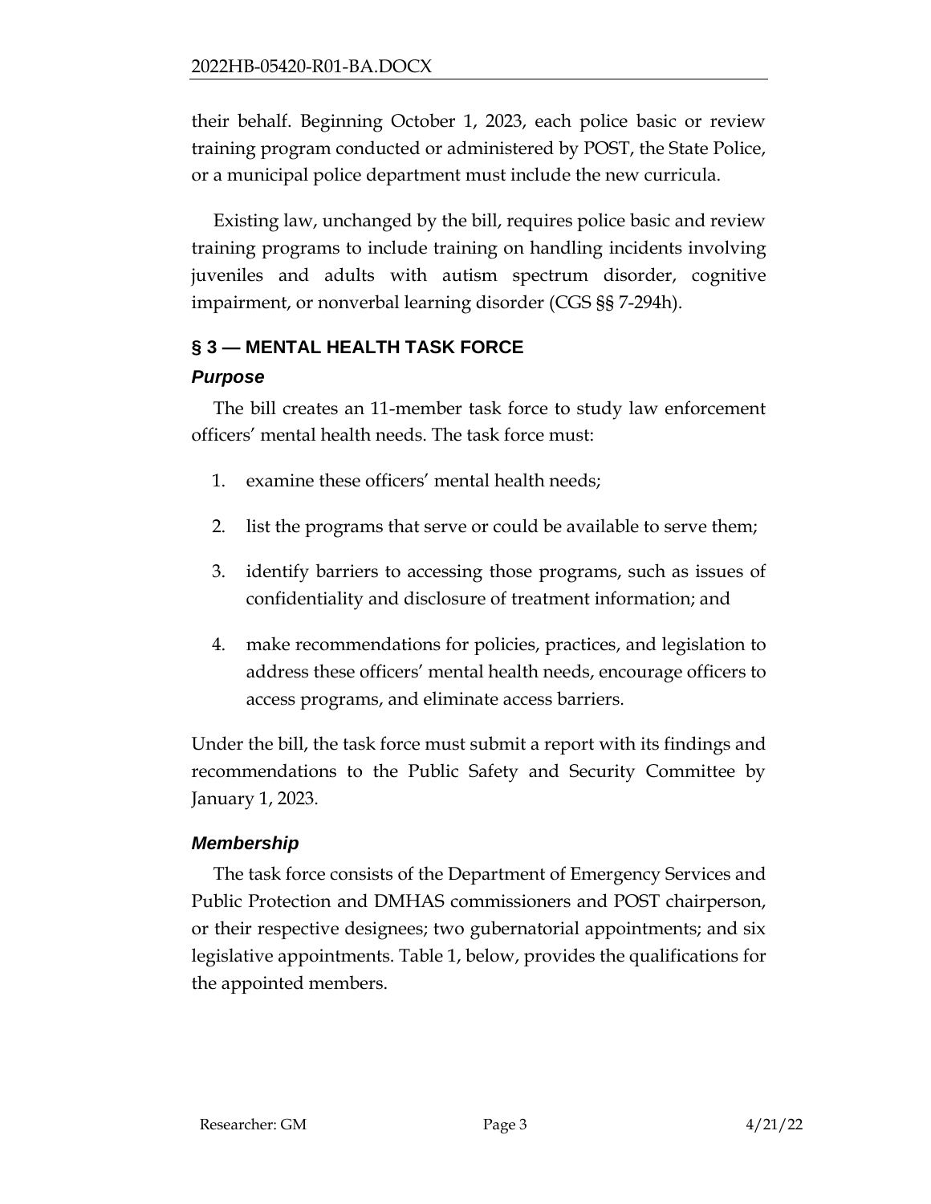their behalf. Beginning October 1, 2023, each police basic or review training program conducted or administered by POST, the State Police, or a municipal police department must include the new curricula.

Existing law, unchanged by the bill, requires police basic and review training programs to include training on handling incidents involving juveniles and adults with autism spectrum disorder, cognitive impairment, or nonverbal learning disorder (CGS §§ 7-294h).

## § 3 — MENTAL HEALTH TASK FORCE

### *Purpose*

The bill creates an 11-member task force to study law enforcement officers' mental health needs. The task force must:

1. examine these officers' mental health needs;
2. list the programs that serve or could be available to serve them;
3. identify barriers to accessing those programs, such as issues of confidentiality and disclosure of treatment information; and
4. make recommendations for policies, practices, and legislation to address these officers' mental health needs, encourage officers to access programs, and eliminate access barriers.

Under the bill, the task force must submit a report with its findings and recommendations to the Public Safety and Security Committee by January 1, 2023.

### *Membership*

The task force consists of the Department of Emergency Services and Public Protection and DMHAS commissioners and POST chairperson, or their respective designees; two gubernatorial appointments; and six legislative appointments. Table 1, below, provides the qualifications for the appointed members.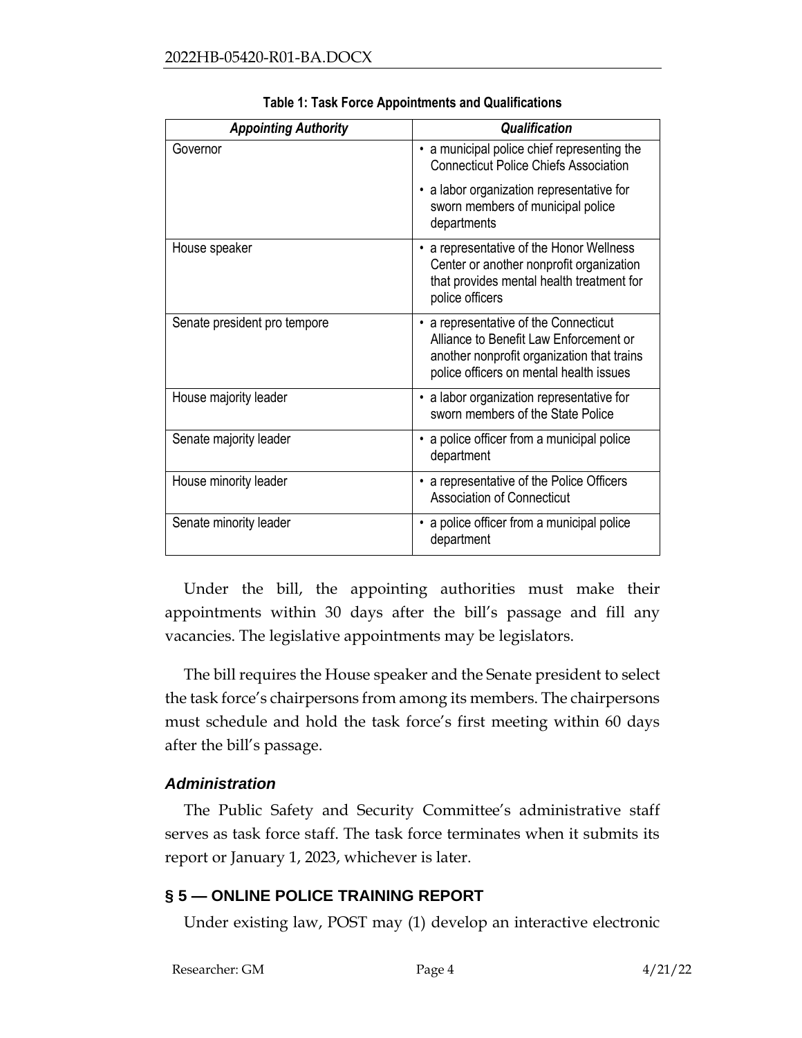**Table 1: Task Force Appointments and Qualifications**

| *Appointing Authority* | *Qualification* |
|---|---|
| Governor | • a municipal police chief representing the Connecticut Police Chiefs Association<br>• a labor organization representative for sworn members of municipal police departments |
| House speaker | • a representative of the Honor Wellness Center or another nonprofit organization that provides mental health treatment for police officers |
| Senate president pro tempore | • a representative of the Connecticut Alliance to Benefit Law Enforcement or another nonprofit organization that trains police officers on mental health issues |
| House majority leader | • a labor organization representative for sworn members of the State Police |
| Senate majority leader | • a police officer from a municipal police department |
| House minority leader | • a representative of the Police Officers Association of Connecticut |
| Senate minority leader | • a police officer from a municipal police department |

Under the bill, the appointing authorities must make their appointments within 30 days after the bill's passage and fill any vacancies. The legislative appointments may be legislators.

The bill requires the House speaker and the Senate president to select the task force's chairpersons from among its members. The chairpersons must schedule and hold the task force's first meeting within 60 days after the bill's passage.

### *Administration*

The Public Safety and Security Committee's administrative staff serves as task force staff. The task force terminates when it submits its report or January 1, 2023, whichever is later.

## § 5 — ONLINE POLICE TRAINING REPORT

Under existing law, POST may (1) develop an interactive electronic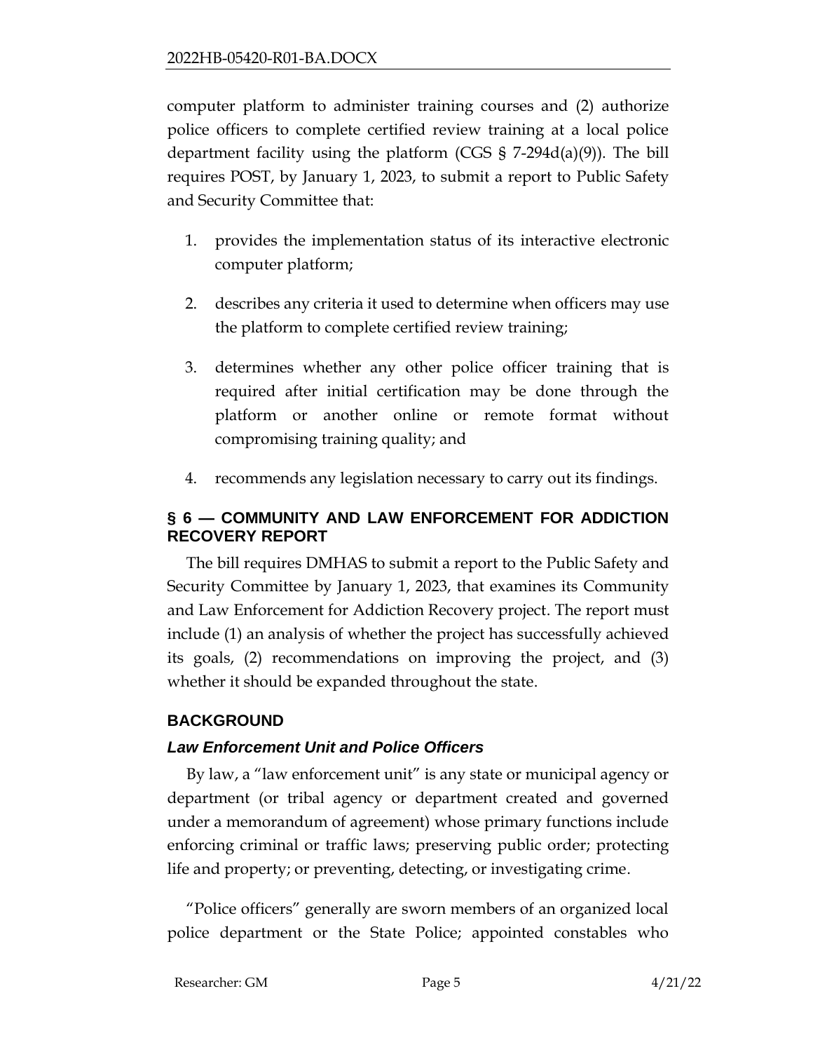computer platform to administer training courses and (2) authorize police officers to complete certified review training at a local police department facility using the platform (CGS § 7-294d(a)(9)). The bill requires POST, by January 1, 2023, to submit a report to Public Safety and Security Committee that:

1. provides the implementation status of its interactive electronic computer platform;
2. describes any criteria it used to determine when officers may use the platform to complete certified review training;
3. determines whether any other police officer training that is required after initial certification may be done through the platform or another online or remote format without compromising training quality; and
4. recommends any legislation necessary to carry out its findings.

## § 6 — COMMUNITY AND LAW ENFORCEMENT FOR ADDICTION RECOVERY REPORT

The bill requires DMHAS to submit a report to the Public Safety and Security Committee by January 1, 2023, that examines its Community and Law Enforcement for Addiction Recovery project. The report must include (1) an analysis of whether the project has successfully achieved its goals, (2) recommendations on improving the project, and (3) whether it should be expanded throughout the state.

## BACKGROUND

### *Law Enforcement Unit and Police Officers*

By law, a "law enforcement unit" is any state or municipal agency or department (or tribal agency or department created and governed under a memorandum of agreement) whose primary functions include enforcing criminal or traffic laws; preserving public order; protecting life and property; or preventing, detecting, or investigating crime.

"Police officers" generally are sworn members of an organized local police department or the State Police; appointed constables who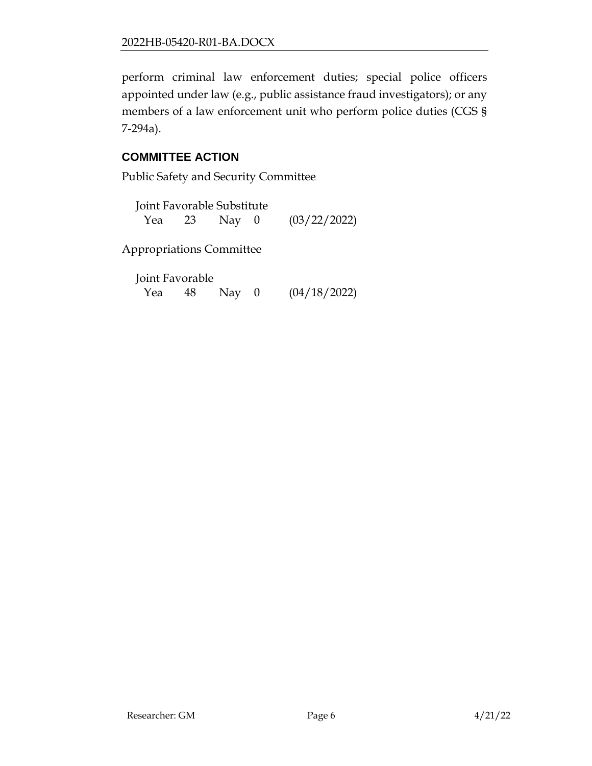perform criminal law enforcement duties; special police officers appointed under law (e.g., public assistance fraud investigators); or any members of a law enforcement unit who perform police duties (CGS § 7-294a).

## COMMITTEE ACTION

Public Safety and Security Committee

Joint Favorable Substitute
Yea 23 Nay 0 (03/22/2022)

Appropriations Committee

Joint Favorable
Yea 48 Nay 0 (04/18/2022)